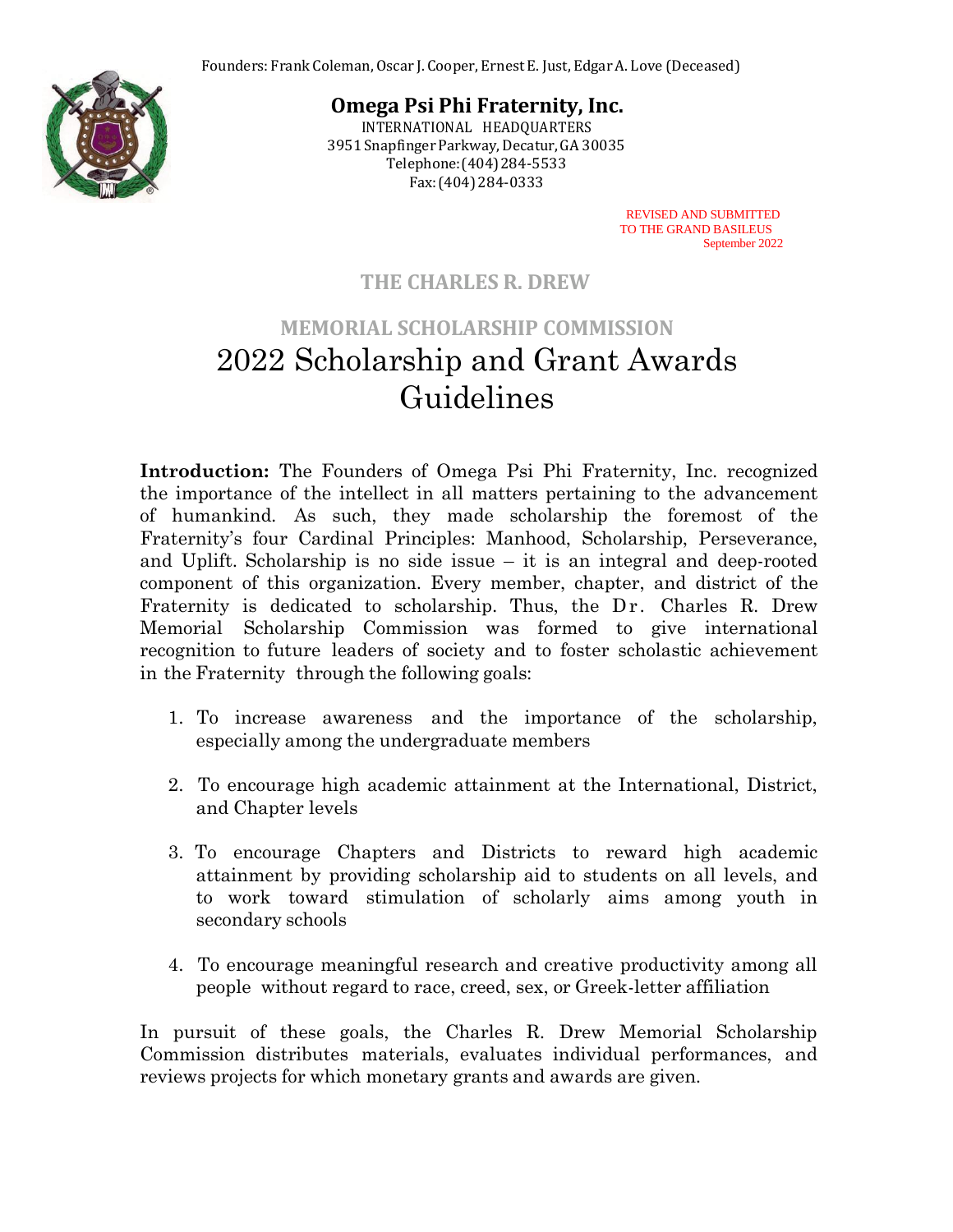Founders: Frank Coleman, Oscar J. Cooper, Ernest E. Just, Edgar A. Love (Deceased)

**Omega Psi Phi Fraternity, Inc.**
INTERNATIONAL HEADQUARTERS
3951 Snapfinger Parkway, Decatur, GA 30035
Telephone: (404) 284-5533
Fax: (404) 284-0333

REVISED AND SUBMITTED
TO THE GRAND BASILEUS
September 2022

## THE CHARLES R. DREW

## MEMORIAL SCHOLARSHIP COMMISSION

# 2022 Scholarship and Grant Awards Guidelines

**Introduction:** The Founders of Omega Psi Phi Fraternity, Inc. recognized the importance of the intellect in all matters pertaining to the advancement of humankind. As such, they made scholarship the foremost of the Fraternity's four Cardinal Principles: Manhood, Scholarship, Perseverance, and Uplift. Scholarship is no side issue – it is an integral and deep-rooted component of this organization. Every member, chapter, and district of the Fraternity is dedicated to scholarship. Thus, the Dr. Charles R. Drew Memorial Scholarship Commission was formed to give international recognition to future leaders of society and to foster scholastic achievement in the Fraternity through the following goals:

1. To increase awareness and the importance of the scholarship, especially among the undergraduate members
2. To encourage high academic attainment at the International, District, and Chapter levels
3. To encourage Chapters and Districts to reward high academic attainment by providing scholarship aid to students on all levels, and to work toward stimulation of scholarly aims among youth in secondary schools
4. To encourage meaningful research and creative productivity among all people without regard to race, creed, sex, or Greek-letter affiliation

In pursuit of these goals, the Charles R. Drew Memorial Scholarship Commission distributes materials, evaluates individual performances, and reviews projects for which monetary grants and awards are given.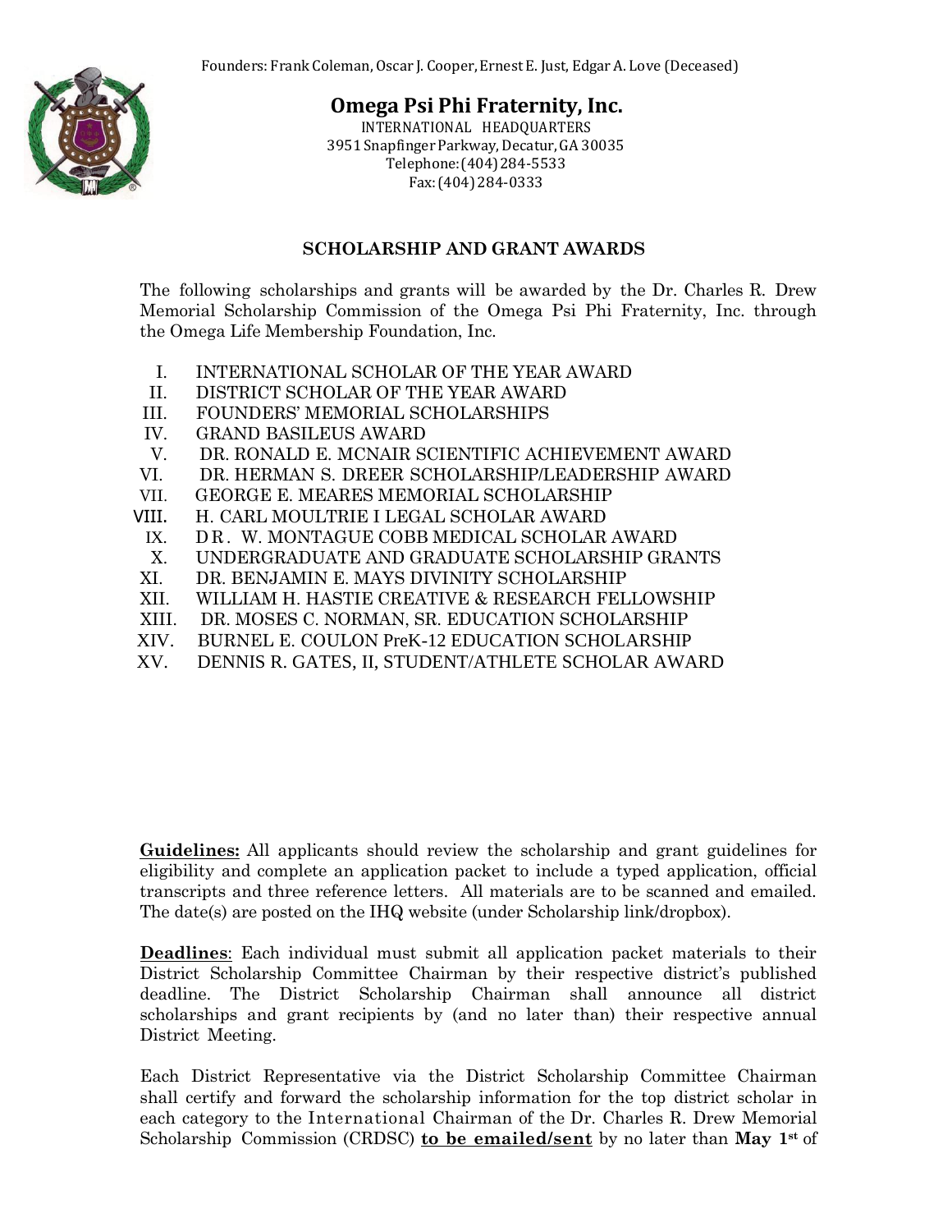Founders: Frank Coleman, Oscar J. Cooper, Ernest E. Just, Edgar A. Love (Deceased)

# Omega Psi Phi Fraternity, Inc.

INTERNATIONAL HEADQUARTERS
3951 Snapfinger Parkway, Decatur, GA 30035
Telephone: (404) 284-5533
Fax: (404) 284-0333

## SCHOLARSHIP AND GRANT AWARDS

The following scholarships and grants will be awarded by the Dr. Charles R. Drew Memorial Scholarship Commission of the Omega Psi Phi Fraternity, Inc. through the Omega Life Membership Foundation, Inc.

- I. INTERNATIONAL SCHOLAR OF THE YEAR AWARD
- II. DISTRICT SCHOLAR OF THE YEAR AWARD
- III. FOUNDERS' MEMORIAL SCHOLARSHIPS
- IV. GRAND BASILEUS AWARD
- V. DR. RONALD E. MCNAIR SCIENTIFIC ACHIEVEMENT AWARD
- VI. DR. HERMAN S. DREER SCHOLARSHIP/LEADERSHIP AWARD
- VII. GEORGE E. MEARES MEMORIAL SCHOLARSHIP
- VIII. H. CARL MOULTRIE I LEGAL SCHOLAR AWARD
- IX. DR. W. MONTAGUE COBB MEDICAL SCHOLAR AWARD
- X. UNDERGRADUATE AND GRADUATE SCHOLARSHIP GRANTS
- XI. DR. BENJAMIN E. MAYS DIVINITY SCHOLARSHIP
- XII. WILLIAM H. HASTIE CREATIVE & RESEARCH FELLOWSHIP
- XIII. DR. MOSES C. NORMAN, SR. EDUCATION SCHOLARSHIP
- XIV. BURNEL E. COULON PreK-12 EDUCATION SCHOLARSHIP
- XV. DENNIS R. GATES, II, STUDENT/ATHLETE SCHOLAR AWARD

**Guidelines:** All applicants should review the scholarship and grant guidelines for eligibility and complete an application packet to include a typed application, official transcripts and three reference letters. All materials are to be scanned and emailed. The date(s) are posted on the IHQ website (under Scholarship link/dropbox).

**Deadlines**: Each individual must submit all application packet materials to their District Scholarship Committee Chairman by their respective district's published deadline. The District Scholarship Chairman shall announce all district scholarships and grant recipients by (and no later than) their respective annual District Meeting.

Each District Representative via the District Scholarship Committee Chairman shall certify and forward the scholarship information for the top district scholar in each category to the International Chairman of the Dr. Charles R. Drew Memorial Scholarship Commission (CRDSC) **to be emailed/sent** by no later than **May 1st** of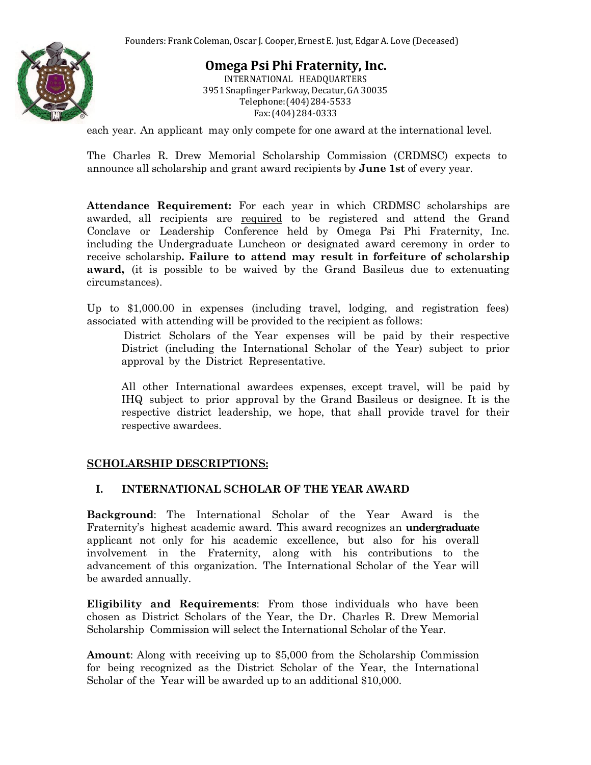each year. An applicant may only compete for one award at the international level.

The Charles R. Drew Memorial Scholarship Commission (CRDMSC) expects to announce all scholarship and grant award recipients by **June 1st** of every year.

**Attendance Requirement:** For each year in which CRDMSC scholarships are awarded, all recipients are required to be registered and attend the Grand Conclave or Leadership Conference held by Omega Psi Phi Fraternity, Inc. including the Undergraduate Luncheon or designated award ceremony in order to receive scholarship**. Failure to attend may result in forfeiture of scholarship award,** (it is possible to be waived by the Grand Basileus due to extenuating circumstances).

Up to $1,000.00 in expenses (including travel, lodging, and registration fees) associated with attending will be provided to the recipient as follows:

> District Scholars of the Year expenses will be paid by their respective District (including the International Scholar of the Year) subject to prior approval by the District Representative.
>
> All other International awardees expenses, except travel, will be paid by IHQ subject to prior approval by the Grand Basileus or designee. It is the respective district leadership, we hope, that shall provide travel for their respective awardees.

## SCHOLARSHIP DESCRIPTIONS:

### I. INTERNATIONAL SCHOLAR OF THE YEAR AWARD

**Background**: The International Scholar of the Year Award is the Fraternity's highest academic award. This award recognizes an **undergraduate** applicant not only for his academic excellence, but also for his overall involvement in the Fraternity, along with his contributions to the advancement of this organization. The International Scholar of the Year will be awarded annually.

**Eligibility and Requirements**: From those individuals who have been chosen as District Scholars of the Year, the Dr. Charles R. Drew Memorial Scholarship Commission will select the International Scholar of the Year.

**Amount**: Along with receiving up to $5,000 from the Scholarship Commission for being recognized as the District Scholar of the Year, the International Scholar of the Year will be awarded up to an additional $10,000.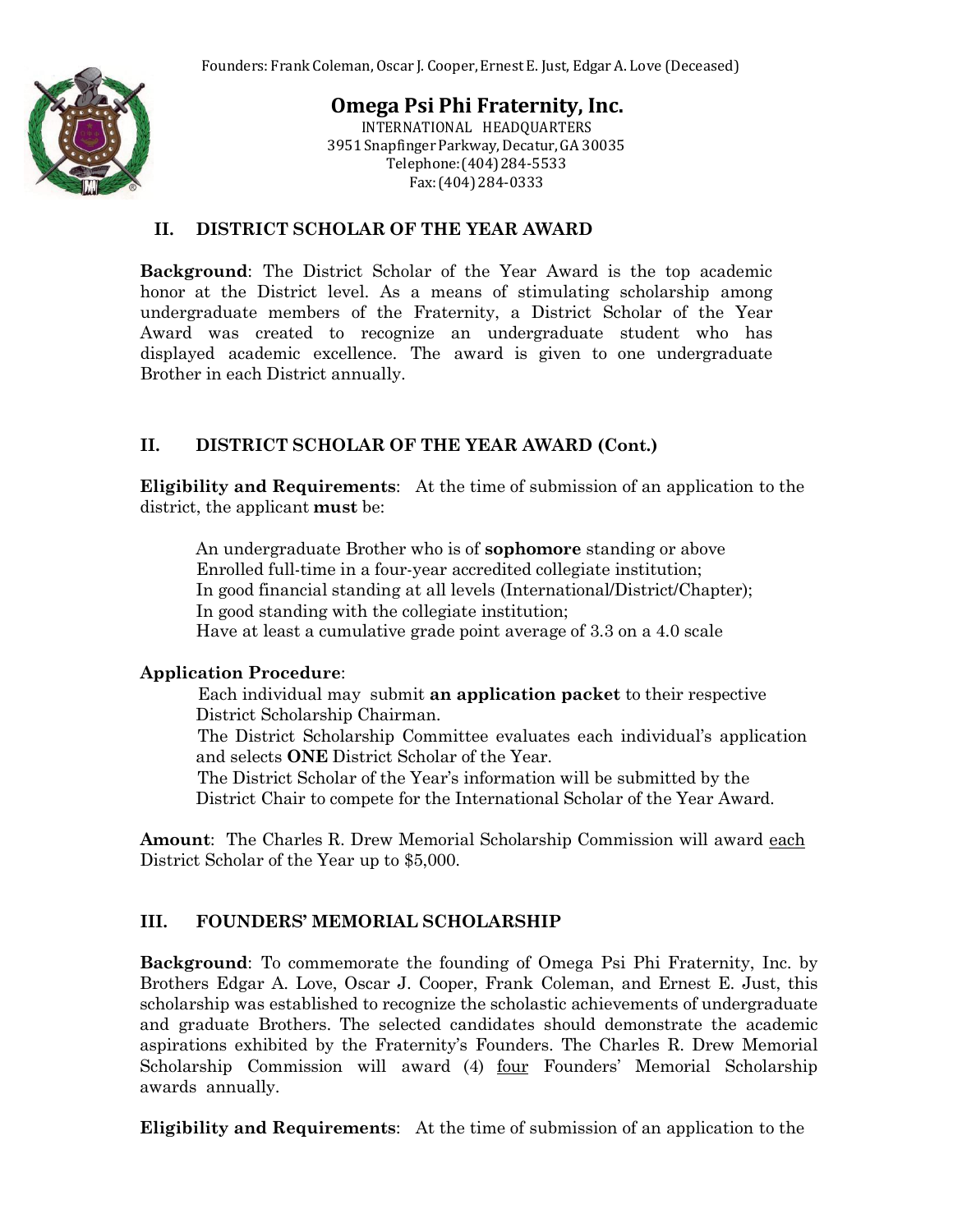Founders: Frank Coleman, Oscar J. Cooper, Ernest E. Just, Edgar A. Love (Deceased)

**Omega Psi Phi Fraternity, Inc.**
INTERNATIONAL HEADQUARTERS
3951 Snapfinger Parkway, Decatur, GA 30035
Telephone: (404) 284-5533
Fax: (404) 284-0333

## II. DISTRICT SCHOLAR OF THE YEAR AWARD

**Background**: The District Scholar of the Year Award is the top academic honor at the District level. As a means of stimulating scholarship among undergraduate members of the Fraternity, a District Scholar of the Year Award was created to recognize an undergraduate student who has displayed academic excellence. The award is given to one undergraduate Brother in each District annually.

## II. DISTRICT SCHOLAR OF THE YEAR AWARD (Cont.)

**Eligibility and Requirements**: At the time of submission of an application to the district, the applicant **must** be:

- An undergraduate Brother who is of **sophomore** standing or above
- Enrolled full-time in a four-year accredited collegiate institution;
- In good financial standing at all levels (International/District/Chapter);
- In good standing with the collegiate institution;
- Have at least a cumulative grade point average of 3.3 on a 4.0 scale

**Application Procedure**:

- Each individual may submit **an application packet** to their respective District Scholarship Chairman.
- The District Scholarship Committee evaluates each individual's application and selects **ONE** District Scholar of the Year.
- The District Scholar of the Year's information will be submitted by the District Chair to compete for the International Scholar of the Year Award.

**Amount**: The Charles R. Drew Memorial Scholarship Commission will award each District Scholar of the Year up to $5,000.

## III. FOUNDERS' MEMORIAL SCHOLARSHIP

**Background**: To commemorate the founding of Omega Psi Phi Fraternity, Inc. by Brothers Edgar A. Love, Oscar J. Cooper, Frank Coleman, and Ernest E. Just, this scholarship was established to recognize the scholastic achievements of undergraduate and graduate Brothers. The selected candidates should demonstrate the academic aspirations exhibited by the Fraternity's Founders. The Charles R. Drew Memorial Scholarship Commission will award (4) four Founders' Memorial Scholarship awards annually.

**Eligibility and Requirements**: At the time of submission of an application to the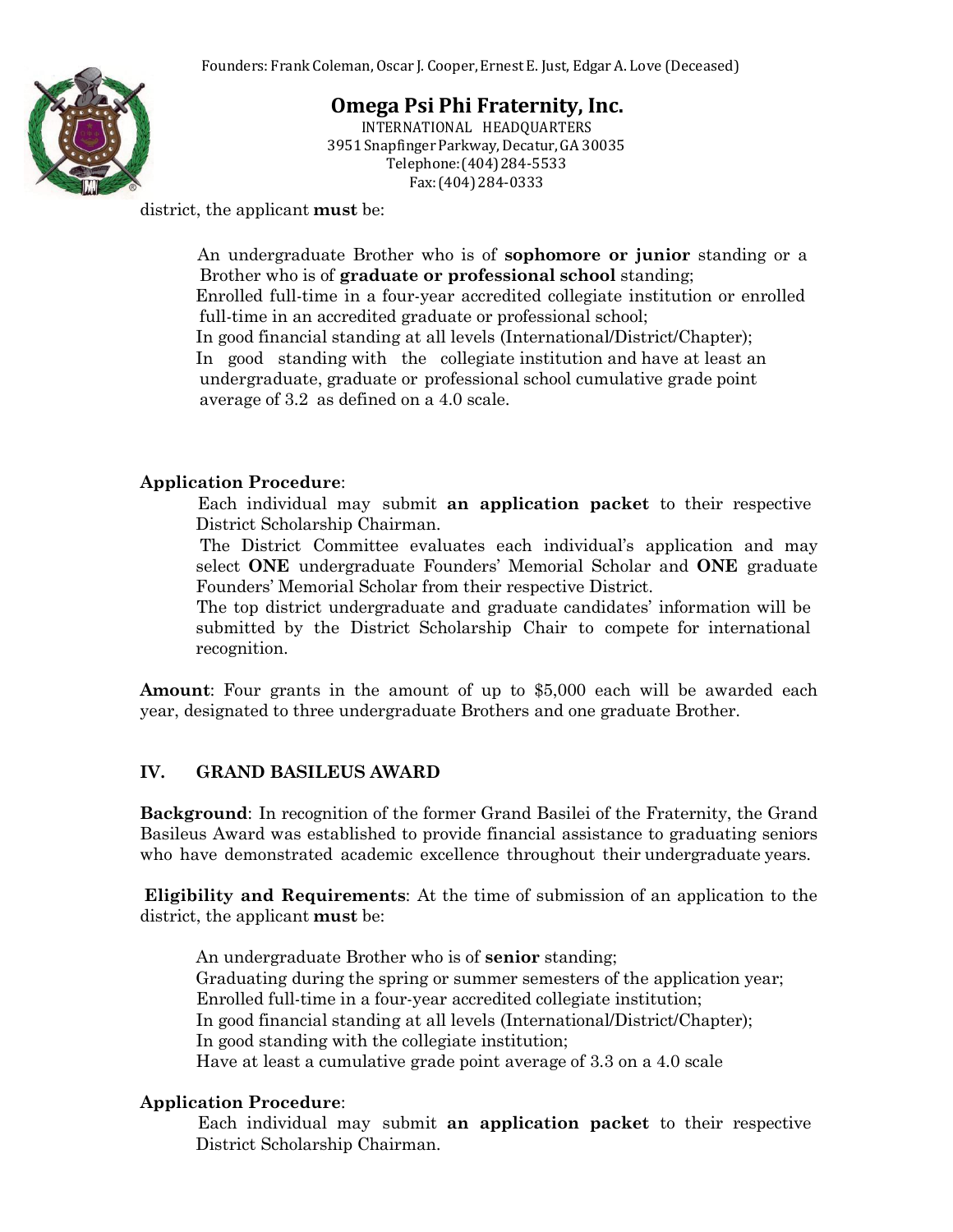district, the applicant **must** be:

- An undergraduate Brother who is of **sophomore or junior** standing or a Brother who is of **graduate or professional school** standing;
- Enrolled full-time in a four-year accredited collegiate institution or enrolled full-time in an accredited graduate or professional school;
- In good financial standing at all levels (International/District/Chapter);
- In good standing with the collegiate institution and have at least an undergraduate, graduate or professional school cumulative grade point average of 3.2 as defined on a 4.0 scale.

**Application Procedure**:

- Each individual may submit **an application packet** to their respective District Scholarship Chairman.
- The District Committee evaluates each individual's application and may select **ONE** undergraduate Founders' Memorial Scholar and **ONE** graduate Founders' Memorial Scholar from their respective District.
- The top district undergraduate and graduate candidates' information will be submitted by the District Scholarship Chair to compete for international recognition.

**Amount**: Four grants in the amount of up to $5,000 each will be awarded each year, designated to three undergraduate Brothers and one graduate Brother.

## IV. GRAND BASILEUS AWARD

**Background**: In recognition of the former Grand Basilei of the Fraternity, the Grand Basileus Award was established to provide financial assistance to graduating seniors who have demonstrated academic excellence throughout their undergraduate years.

**Eligibility and Requirements**: At the time of submission of an application to the district, the applicant **must** be:

- An undergraduate Brother who is of **senior** standing;
- Graduating during the spring or summer semesters of the application year;
- Enrolled full-time in a four-year accredited collegiate institution;
- In good financial standing at all levels (International/District/Chapter);
- In good standing with the collegiate institution;
- Have at least a cumulative grade point average of 3.3 on a 4.0 scale

**Application Procedure**:

- Each individual may submit **an application packet** to their respective District Scholarship Chairman.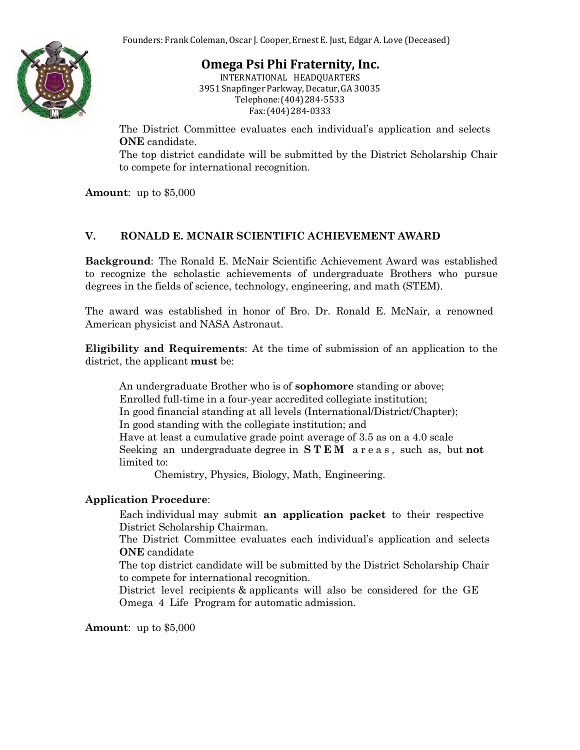The District Committee evaluates each individual's application and selects **ONE** candidate.

The top district candidate will be submitted by the District Scholarship Chair to compete for international recognition.

**Amount**: up to $5,000

## V. RONALD E. MCNAIR SCIENTIFIC ACHIEVEMENT AWARD

**Background**: The Ronald E. McNair Scientific Achievement Award was established to recognize the scholastic achievements of undergraduate Brothers who pursue degrees in the fields of science, technology, engineering, and math (STEM).

The award was established in honor of Bro. Dr. Ronald E. McNair, a renowned American physicist and NASA Astronaut.

**Eligibility and Requirements**: At the time of submission of an application to the district, the applicant **must** be:

- An undergraduate Brother who is of **sophomore** standing or above;
- Enrolled full-time in a four-year accredited collegiate institution;
- In good financial standing at all levels (International/District/Chapter);
- In good standing with the collegiate institution; and
- Have at least a cumulative grade point average of 3.5 as on a 4.0 scale
- Seeking an undergraduate degree in **STEM** areas, such as, but **not** limited to:
  - Chemistry, Physics, Biology, Math, Engineering.

**Application Procedure**:

- Each individual may submit **an application packet** to their respective District Scholarship Chairman.
- The District Committee evaluates each individual's application and selects **ONE** candidate
- The top district candidate will be submitted by the District Scholarship Chair to compete for international recognition.
- District level recipients & applicants will also be considered for the GE Omega 4 Life Program for automatic admission.

**Amount**: up to $5,000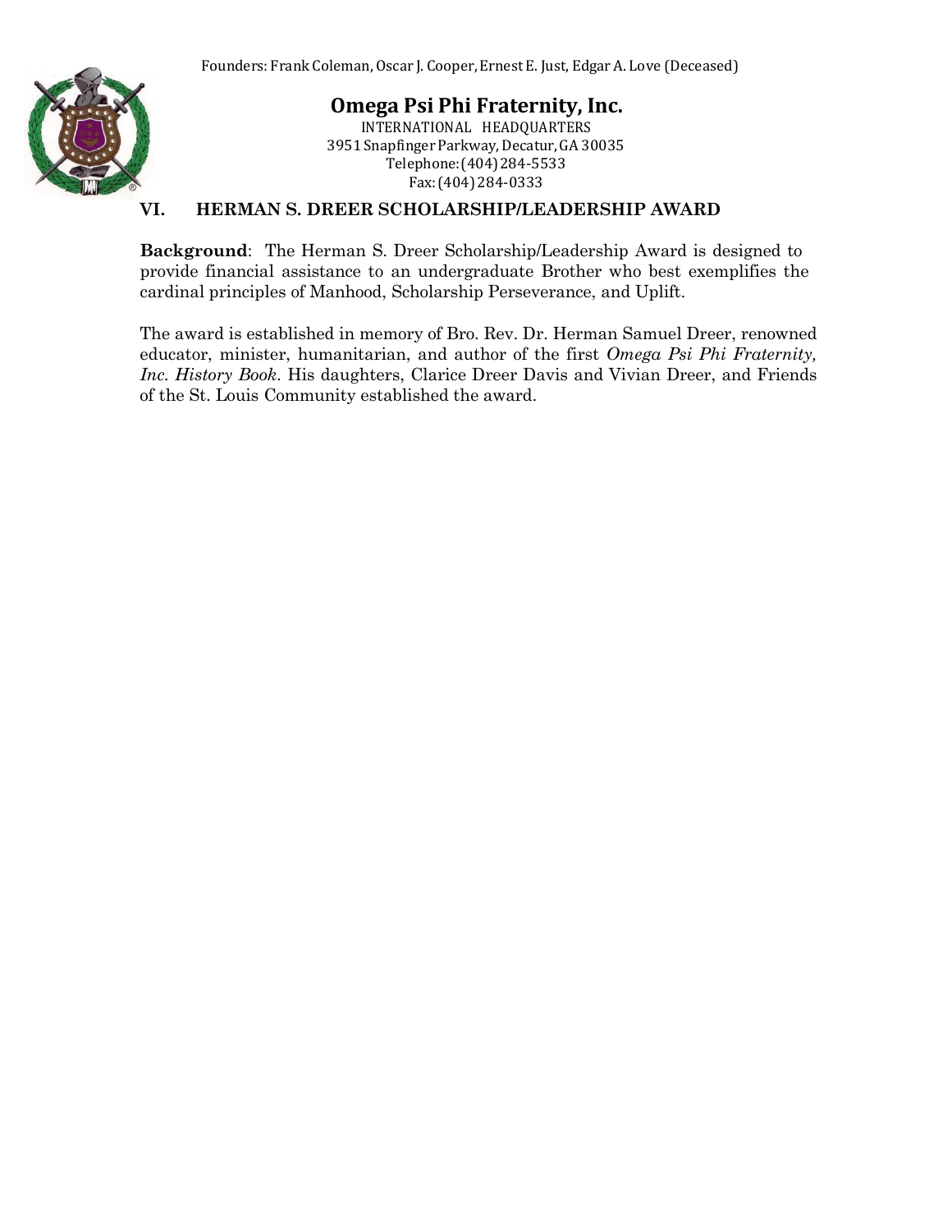Founders: Frank Coleman, Oscar J. Cooper, Ernest E. Just, Edgar A. Love (Deceased)

**Omega Psi Phi Fraternity, Inc.**
INTERNATIONAL HEADQUARTERS
3951 Snapfinger Parkway, Decatur, GA 30035
Telephone: (404) 284-5533
Fax: (404) 284-0333

## VI. HERMAN S. DREER SCHOLARSHIP/LEADERSHIP AWARD

**Background**: The Herman S. Dreer Scholarship/Leadership Award is designed to provide financial assistance to an undergraduate Brother who best exemplifies the cardinal principles of Manhood, Scholarship Perseverance, and Uplift.

The award is established in memory of Bro. Rev. Dr. Herman Samuel Dreer, renowned educator, minister, humanitarian, and author of the first *Omega Psi Phi Fraternity, Inc. History Book*. His daughters, Clarice Dreer Davis and Vivian Dreer, and Friends of the St. Louis Community established the award.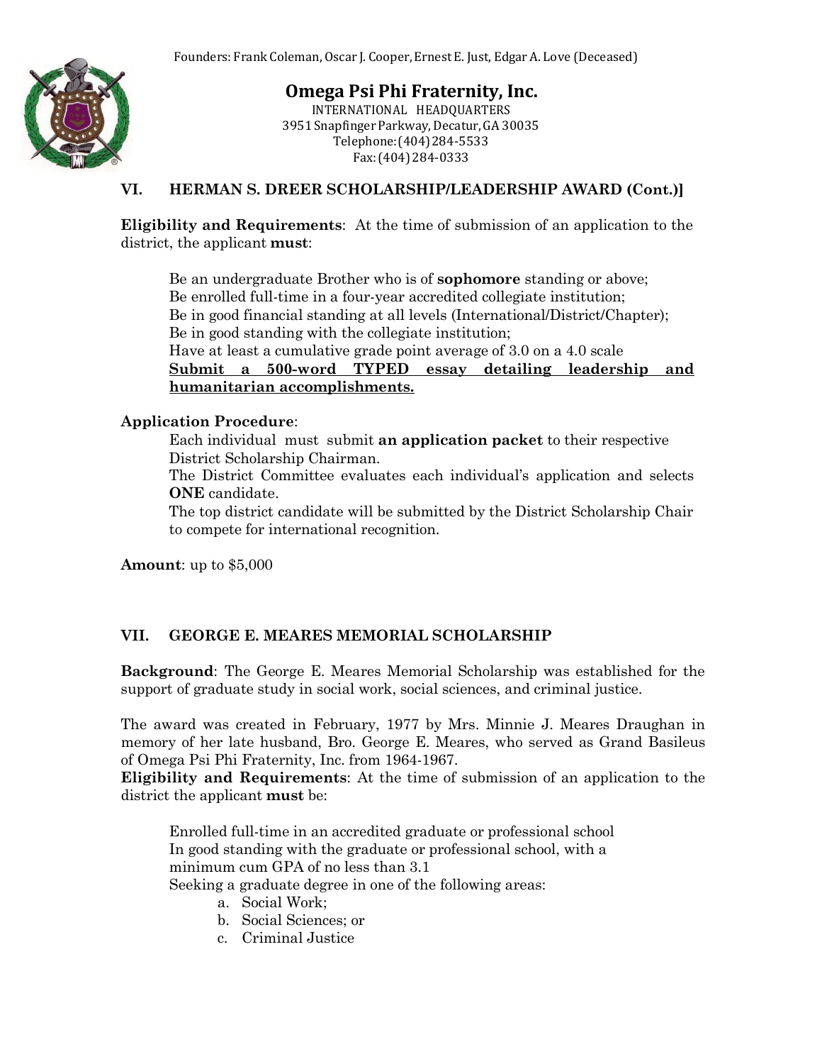Founders: Frank Coleman, Oscar J. Cooper, Ernest E. Just, Edgar A. Love (Deceased)

**Omega Psi Phi Fraternity, Inc.**
INTERNATIONAL HEADQUARTERS
3951 Snapfinger Parkway, Decatur, GA 30035
Telephone: (404) 284-5533
Fax: (404) 284-0333

## VI. HERMAN S. DREER SCHOLARSHIP/LEADERSHIP AWARD (Cont.)]

**Eligibility and Requirements**: At the time of submission of an application to the district, the applicant **must**:

Be an undergraduate Brother who is of **sophomore** standing or above;
Be enrolled full-time in a four-year accredited collegiate institution;
Be in good financial standing at all levels (International/District/Chapter);
Be in good standing with the collegiate institution;
Have at least a cumulative grade point average of 3.0 on a 4.0 scale
<u>**Submit a 500-word TYPED essay detailing leadership and humanitarian accomplishments.**</u>

**Application Procedure**:
Each individual must submit **an application packet** to their respective District Scholarship Chairman.
The District Committee evaluates each individual's application and selects **ONE** candidate.
The top district candidate will be submitted by the District Scholarship Chair to compete for international recognition.

**Amount**: up to $5,000

## VII. GEORGE E. MEARES MEMORIAL SCHOLARSHIP

**Background**: The George E. Meares Memorial Scholarship was established for the support of graduate study in social work, social sciences, and criminal justice.

The award was created in February, 1977 by Mrs. Minnie J. Meares Draughan in memory of her late husband, Bro. George E. Meares, who served as Grand Basileus of Omega Psi Phi Fraternity, Inc. from 1964-1967.

**Eligibility and Requirements**: At the time of submission of an application to the district the applicant **must** be:

Enrolled full-time in an accredited graduate or professional school
In good standing with the graduate or professional school, with a minimum cum GPA of no less than 3.1
Seeking a graduate degree in one of the following areas:

a. Social Work;
b. Social Sciences; or
c. Criminal Justice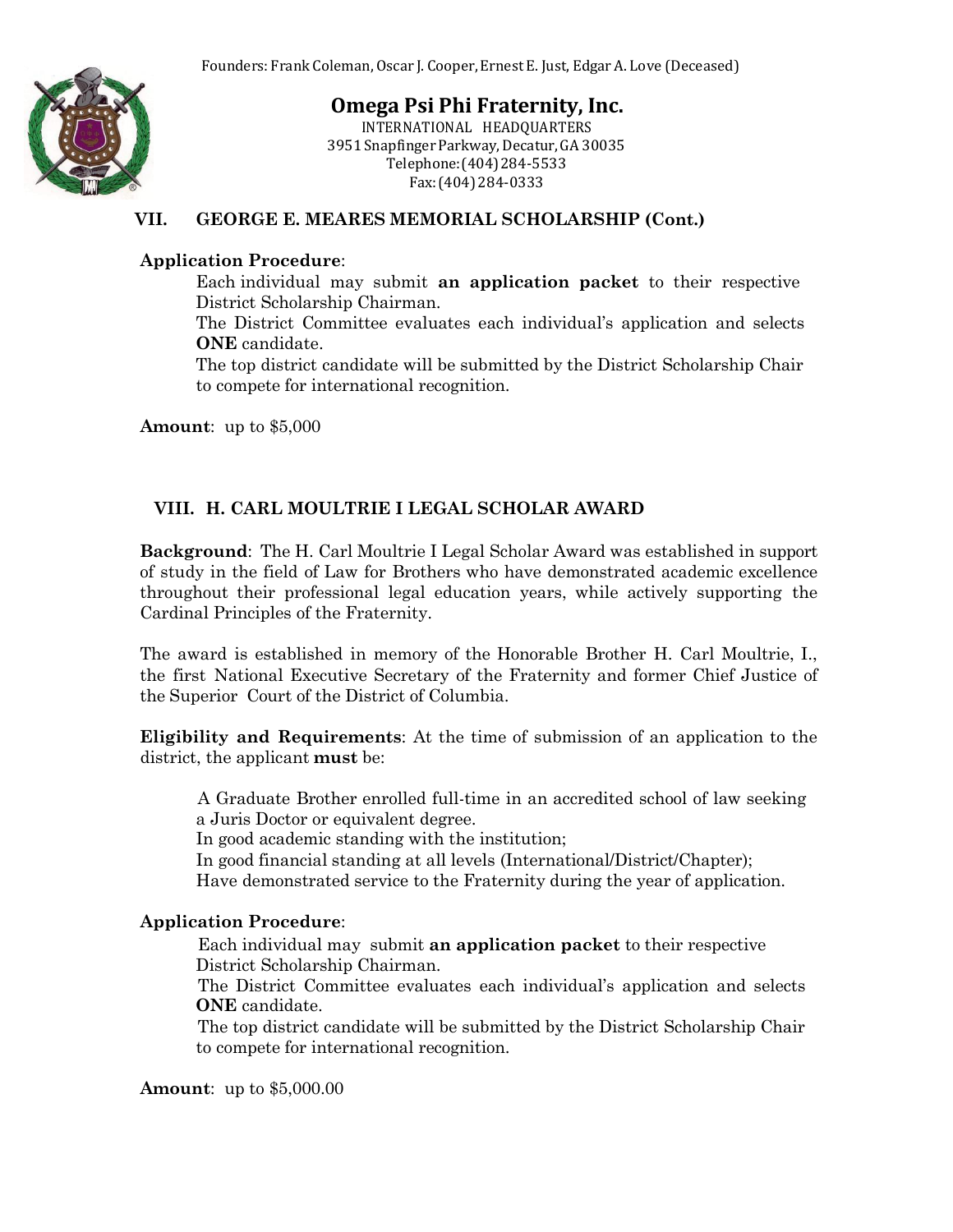Founders: Frank Coleman, Oscar J. Cooper, Ernest E. Just, Edgar A. Love (Deceased)

**Omega Psi Phi Fraternity, Inc.**
INTERNATIONAL HEADQUARTERS
3951 Snapfinger Parkway, Decatur, GA 30035
Telephone: (404) 284-5533
Fax: (404) 284-0333

## VII. GEORGE E. MEARES MEMORIAL SCHOLARSHIP (Cont.)

**Application Procedure**:

Each individual may submit **an application packet** to their respective District Scholarship Chairman.

The District Committee evaluates each individual's application and selects **ONE** candidate.

The top district candidate will be submitted by the District Scholarship Chair to compete for international recognition.

**Amount**: up to $5,000

## VIII. H. CARL MOULTRIE I LEGAL SCHOLAR AWARD

**Background**: The H. Carl Moultrie I Legal Scholar Award was established in support of study in the field of Law for Brothers who have demonstrated academic excellence throughout their professional legal education years, while actively supporting the Cardinal Principles of the Fraternity.

The award is established in memory of the Honorable Brother H. Carl Moultrie, I., the first National Executive Secretary of the Fraternity and former Chief Justice of the Superior Court of the District of Columbia.

**Eligibility and Requirements**: At the time of submission of an application to the district, the applicant **must** be:

A Graduate Brother enrolled full-time in an accredited school of law seeking a Juris Doctor or equivalent degree.

In good academic standing with the institution;

In good financial standing at all levels (International/District/Chapter);

Have demonstrated service to the Fraternity during the year of application.

**Application Procedure**:

Each individual may submit **an application packet** to their respective District Scholarship Chairman.

The District Committee evaluates each individual's application and selects **ONE** candidate.

The top district candidate will be submitted by the District Scholarship Chair to compete for international recognition.

**Amount**: up to $5,000.00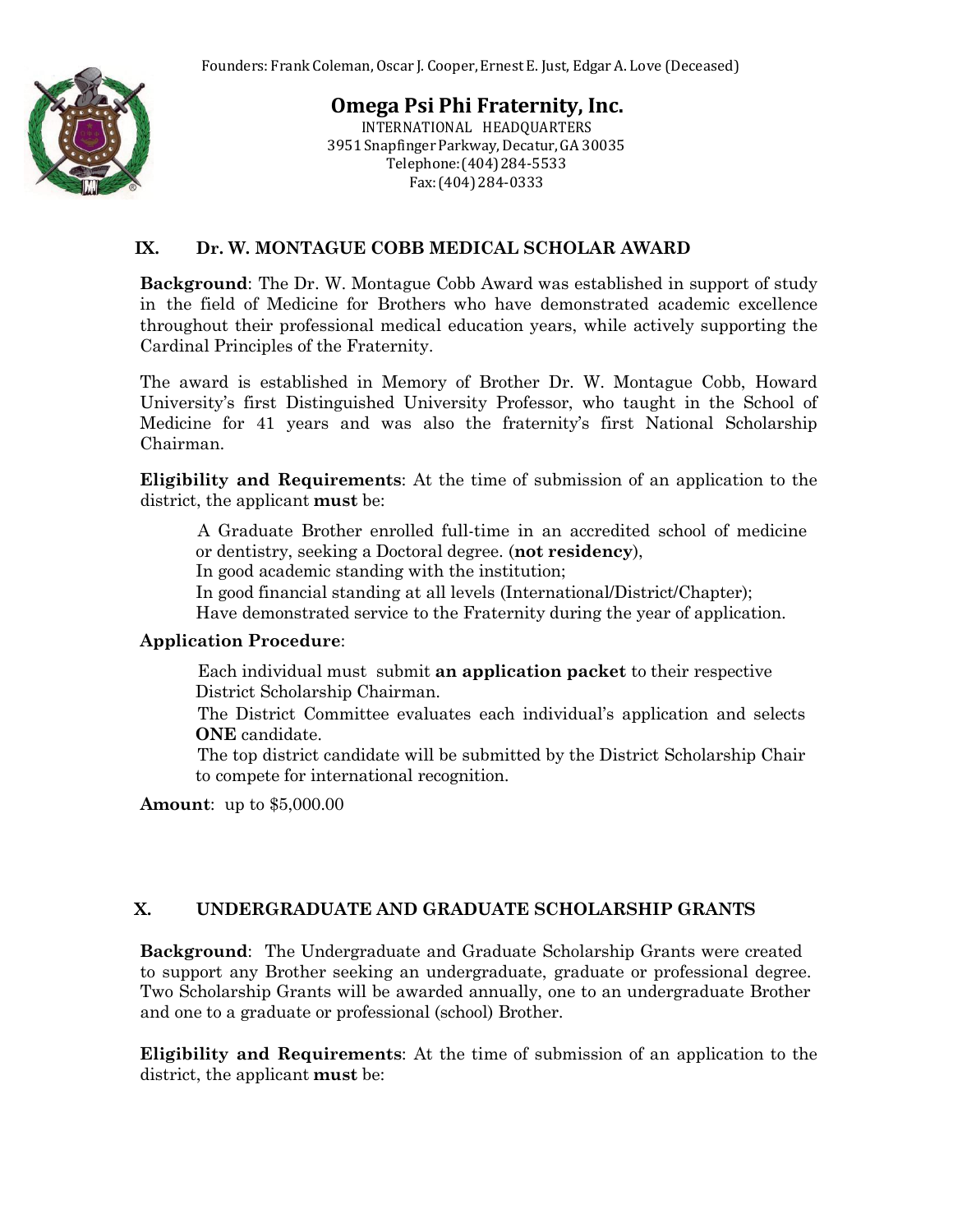Founders: Frank Coleman, Oscar J. Cooper, Ernest E. Just, Edgar A. Love (Deceased)

**Omega Psi Phi Fraternity, Inc.**
INTERNATIONAL HEADQUARTERS
3951 Snapfinger Parkway, Decatur, GA 30035
Telephone: (404) 284-5533
Fax: (404) 284-0333

## IX. Dr. W. MONTAGUE COBB MEDICAL SCHOLAR AWARD

**Background**: The Dr. W. Montague Cobb Award was established in support of study in the field of Medicine for Brothers who have demonstrated academic excellence throughout their professional medical education years, while actively supporting the Cardinal Principles of the Fraternity.

The award is established in Memory of Brother Dr. W. Montague Cobb, Howard University's first Distinguished University Professor, who taught in the School of Medicine for 41 years and was also the fraternity's first National Scholarship Chairman.

**Eligibility and Requirements**: At the time of submission of an application to the district, the applicant **must** be:

- A Graduate Brother enrolled full-time in an accredited school of medicine or dentistry, seeking a Doctoral degree. (**not residency**),
- In good academic standing with the institution;
- In good financial standing at all levels (International/District/Chapter);
- Have demonstrated service to the Fraternity during the year of application.

**Application Procedure**:

- Each individual must submit **an application packet** to their respective District Scholarship Chairman.
- The District Committee evaluates each individual's application and selects **ONE** candidate.
- The top district candidate will be submitted by the District Scholarship Chair to compete for international recognition.

**Amount**: up to $5,000.00

## X. UNDERGRADUATE AND GRADUATE SCHOLARSHIP GRANTS

**Background**: The Undergraduate and Graduate Scholarship Grants were created to support any Brother seeking an undergraduate, graduate or professional degree. Two Scholarship Grants will be awarded annually, one to an undergraduate Brother and one to a graduate or professional (school) Brother.

**Eligibility and Requirements**: At the time of submission of an application to the district, the applicant **must** be: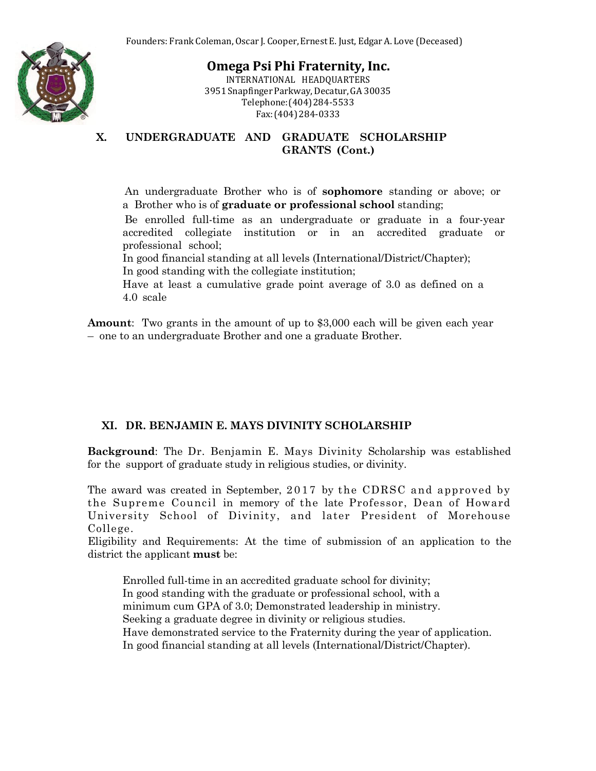Founders: Frank Coleman, Oscar J. Cooper, Ernest E. Just, Edgar A. Love (Deceased)

**Omega Psi Phi Fraternity, Inc.**
INTERNATIONAL HEADQUARTERS
3951 Snapfinger Parkway, Decatur, GA 30035
Telephone: (404) 284-5533
Fax: (404) 284-0333

## X. UNDERGRADUATE AND GRADUATE SCHOLARSHIP GRANTS (Cont.)

An undergraduate Brother who is of **sophomore** standing or above; or a Brother who is of **graduate or professional school** standing;

Be enrolled full-time as an undergraduate or graduate in a four-year accredited collegiate institution or in an accredited graduate or professional school;

In good financial standing at all levels (International/District/Chapter);

In good standing with the collegiate institution;

Have at least a cumulative grade point average of 3.0 as defined on a 4.0 scale

**Amount**: Two grants in the amount of up to $3,000 each will be given each year – one to an undergraduate Brother and one a graduate Brother.

## XI. DR. BENJAMIN E. MAYS DIVINITY SCHOLARSHIP

**Background**: The Dr. Benjamin E. Mays Divinity Scholarship was established for the support of graduate study in religious studies, or divinity.

The award was created in September, 2017 by the CDRSC and approved by the Supreme Council in memory of the late Professor, Dean of Howard University School of Divinity, and later President of Morehouse College.

Eligibility and Requirements: At the time of submission of an application to the district the applicant **must** be:

Enrolled full-time in an accredited graduate school for divinity;
In good standing with the graduate or professional school, with a minimum cum GPA of 3.0; Demonstrated leadership in ministry.
Seeking a graduate degree in divinity or religious studies.
Have demonstrated service to the Fraternity during the year of application.
In good financial standing at all levels (International/District/Chapter).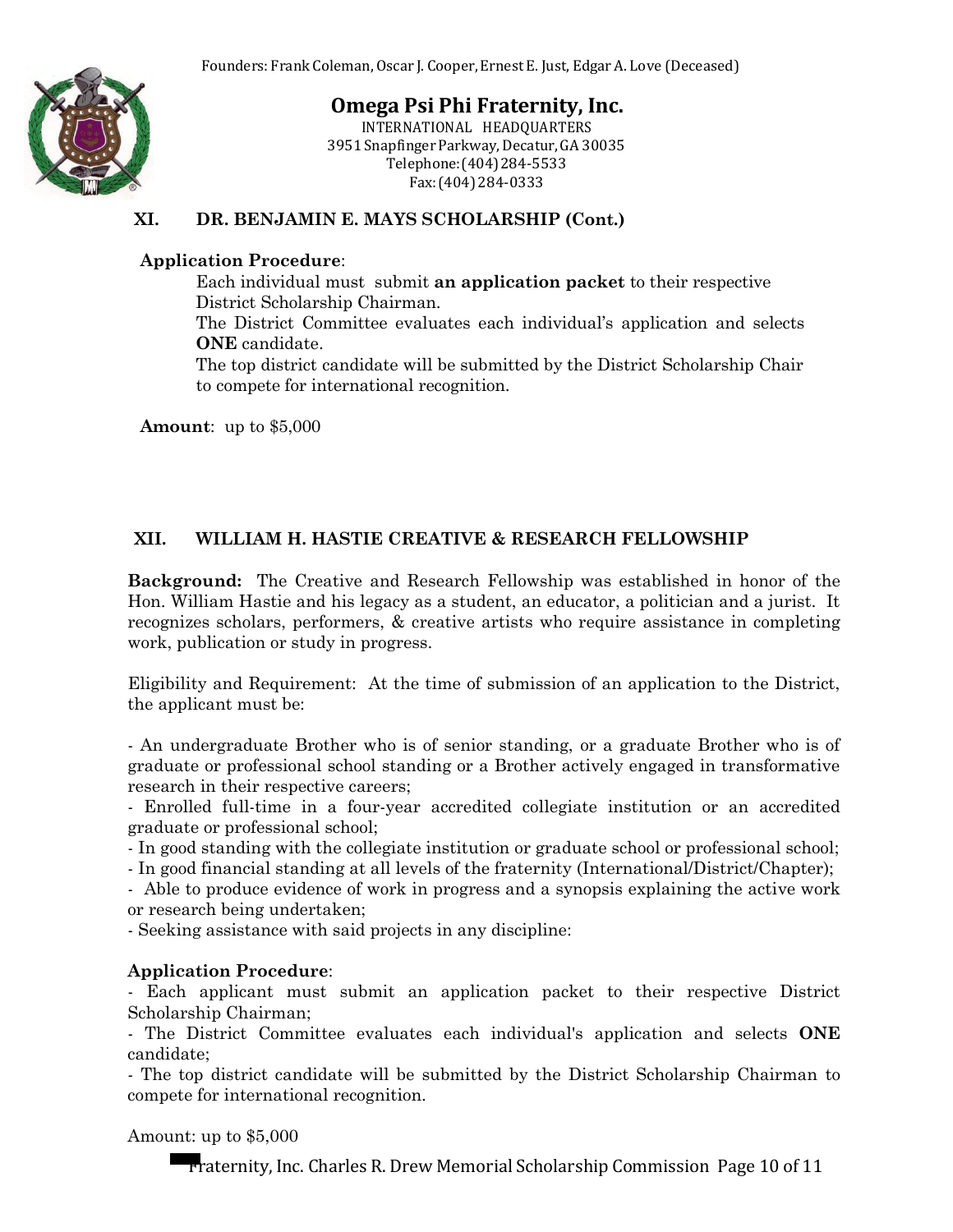## XI. DR. BENJAMIN E. MAYS SCHOLARSHIP (Cont.)

**Application Procedure**:

Each individual must submit **an application packet** to their respective District Scholarship Chairman.

The District Committee evaluates each individual's application and selects **ONE** candidate.

The top district candidate will be submitted by the District Scholarship Chair to compete for international recognition.

**Amount**: up to $5,000

## XII. WILLIAM H. HASTIE CREATIVE & RESEARCH FELLOWSHIP

**Background:** The Creative and Research Fellowship was established in honor of the Hon. William Hastie and his legacy as a student, an educator, a politician and a jurist. It recognizes scholars, performers, & creative artists who require assistance in completing work, publication or study in progress.

Eligibility and Requirement: At the time of submission of an application to the District, the applicant must be:

- An undergraduate Brother who is of senior standing, or a graduate Brother who is of graduate or professional school standing or a Brother actively engaged in transformative research in their respective careers;
- Enrolled full-time in a four-year accredited collegiate institution or an accredited graduate or professional school;
- In good standing with the collegiate institution or graduate school or professional school;
- In good financial standing at all levels of the fraternity (International/District/Chapter);
- Able to produce evidence of work in progress and a synopsis explaining the active work or research being undertaken;
- Seeking assistance with said projects in any discipline:

**Application Procedure**:

- Each applicant must submit an application packet to their respective District Scholarship Chairman;
- The District Committee evaluates each individual's application and selects **ONE** candidate;
- The top district candidate will be submitted by the District Scholarship Chairman to compete for international recognition.

Amount: up to $5,000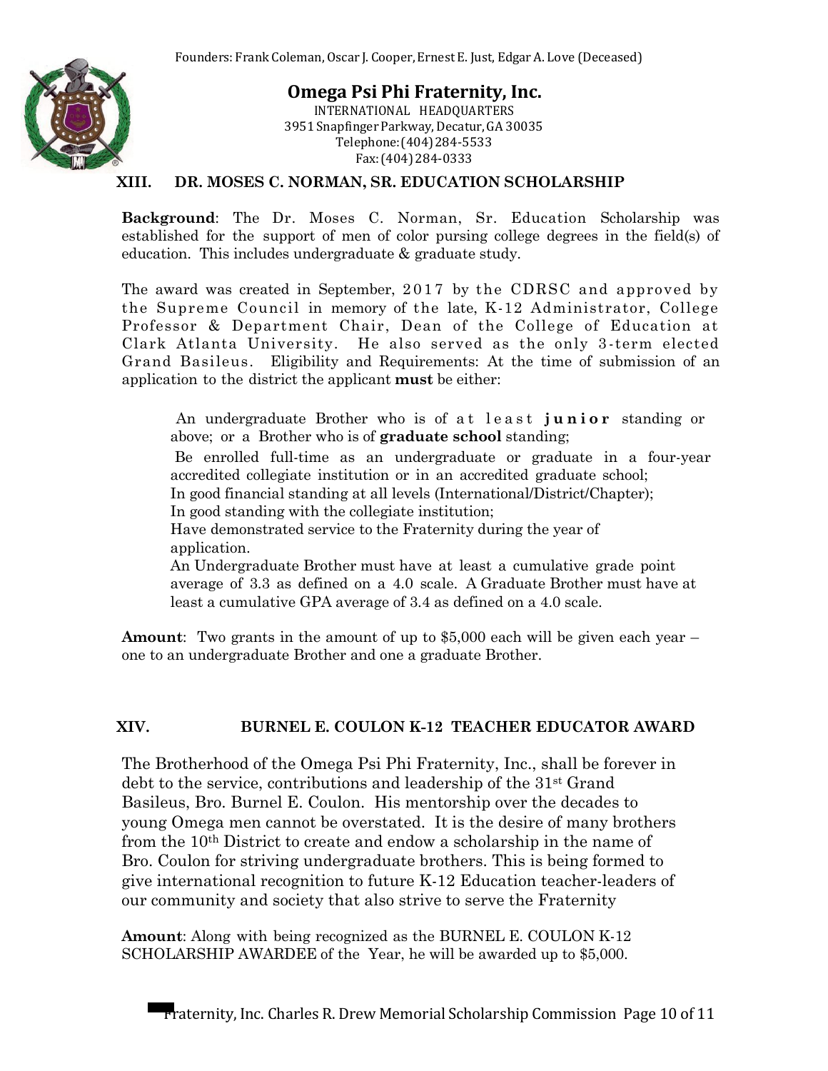## XIII. DR. MOSES C. NORMAN, SR. EDUCATION SCHOLARSHIP

**Background**: The Dr. Moses C. Norman, Sr. Education Scholarship was established for the support of men of color pursing college degrees in the field(s) of education. This includes undergraduate & graduate study.

The award was created in September, 2017 by the CDRSC and approved by the Supreme Council in memory of the late, K-12 Administrator, College Professor & Department Chair, Dean of the College of Education at Clark Atlanta University. He also served as the only 3-term elected Grand Basileus. Eligibility and Requirements: At the time of submission of an application to the district the applicant **must** be either:

- An undergraduate Brother who is of at least **junior** standing or above; or a Brother who is of **graduate school** standing;
- Be enrolled full-time as an undergraduate or graduate in a four-year accredited collegiate institution or in an accredited graduate school;
- In good financial standing at all levels (International/District/Chapter);
- In good standing with the collegiate institution;
- Have demonstrated service to the Fraternity during the year of application.
- An Undergraduate Brother must have at least a cumulative grade point average of 3.3 as defined on a 4.0 scale. A Graduate Brother must have at least a cumulative GPA average of 3.4 as defined on a 4.0 scale.

**Amount**: Two grants in the amount of up to $5,000 each will be given each year – one to an undergraduate Brother and one a graduate Brother.

## XIV. BURNEL E. COULON K-12 TEACHER EDUCATOR AWARD

The Brotherhood of the Omega Psi Phi Fraternity, Inc., shall be forever in debt to the service, contributions and leadership of the 31st Grand Basileus, Bro. Burnel E. Coulon. His mentorship over the decades to young Omega men cannot be overstated. It is the desire of many brothers from the 10th District to create and endow a scholarship in the name of Bro. Coulon for striving undergraduate brothers. This is being formed to give international recognition to future K-12 Education teacher-leaders of our community and society that also strive to serve the Fraternity

**Amount**: Along with being recognized as the BURNEL E. COULON K-12 SCHOLARSHIP AWARDEE of the Year, he will be awarded up to $5,000.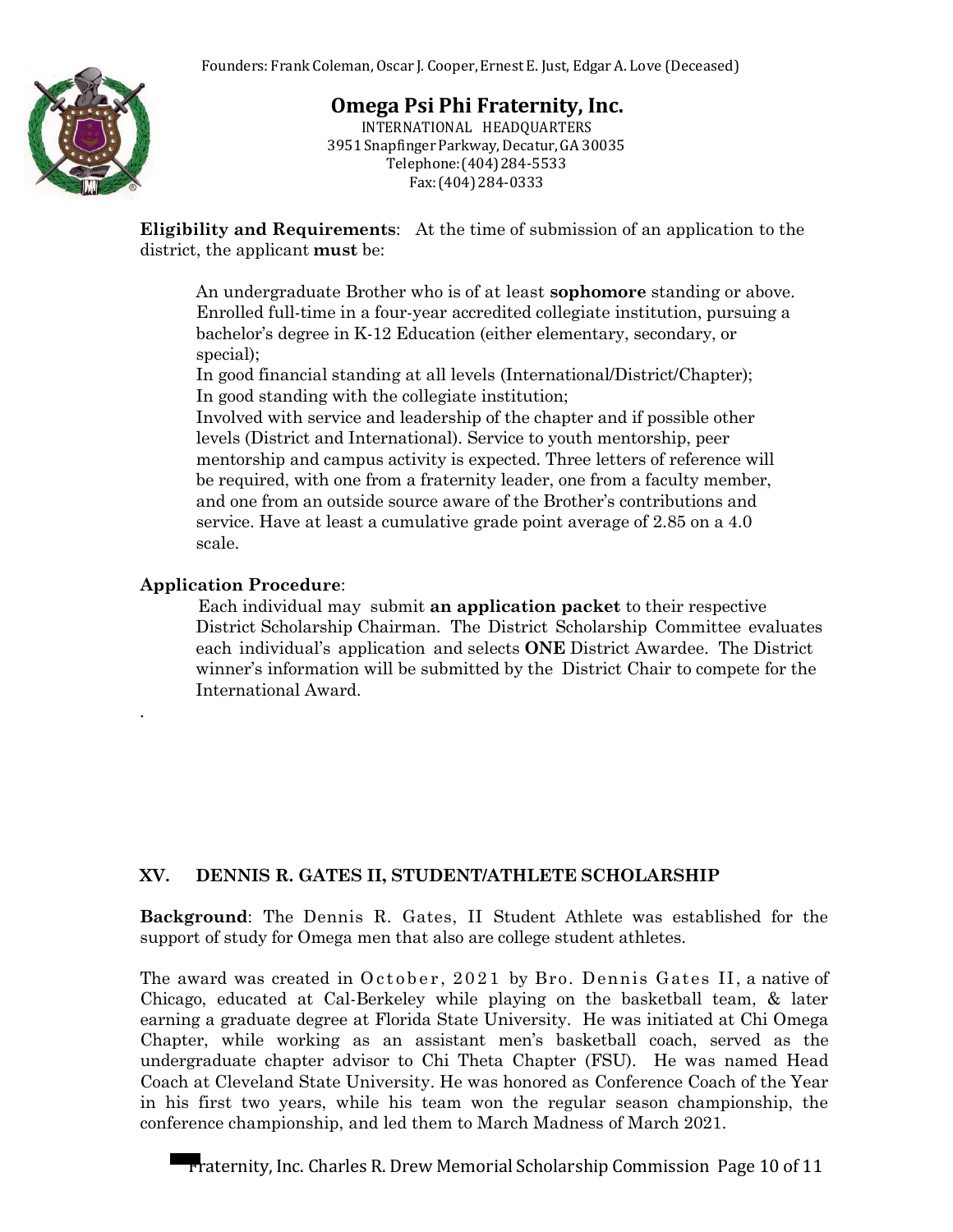Founders: Frank Coleman, Oscar J. Cooper, Ernest E. Just, Edgar A. Love (Deceased)

**Omega Psi Phi Fraternity, Inc.**
INTERNATIONAL HEADQUARTERS
3951 Snapfinger Parkway, Decatur, GA 30035
Telephone: (404) 284-5533
Fax: (404) 284-0333

**Eligibility and Requirements**: At the time of submission of an application to the district, the applicant **must** be:

An undergraduate Brother who is of at least **sophomore** standing or above.
Enrolled full-time in a four-year accredited collegiate institution, pursuing a bachelor's degree in K-12 Education (either elementary, secondary, or special);
In good financial standing at all levels (International/District/Chapter);
In good standing with the collegiate institution;
Involved with service and leadership of the chapter and if possible other levels (District and International). Service to youth mentorship, peer mentorship and campus activity is expected. Three letters of reference will be required, with one from a fraternity leader, one from a faculty member, and one from an outside source aware of the Brother's contributions and service. Have at least a cumulative grade point average of 2.85 on a 4.0 scale.

**Application Procedure**:

Each individual may submit **an application packet** to their respective District Scholarship Chairman. The District Scholarship Committee evaluates each individual's application and selects **ONE** District Awardee. The District winner's information will be submitted by the District Chair to compete for the International Award.

.

## XV. DENNIS R. GATES II, STUDENT/ATHLETE SCHOLARSHIP

**Background**: The Dennis R. Gates, II Student Athlete was established for the support of study for Omega men that also are college student athletes.

The award was created in October, 2021 by Bro. Dennis Gates II, a native of Chicago, educated at Cal-Berkeley while playing on the basketball team, & later earning a graduate degree at Florida State University. He was initiated at Chi Omega Chapter, while working as an assistant men's basketball coach, served as the undergraduate chapter advisor to Chi Theta Chapter (FSU). He was named Head Coach at Cleveland State University. He was honored as Conference Coach of the Year in his first two years, while his team won the regular season championship, the conference championship, and led them to March Madness of March 2021.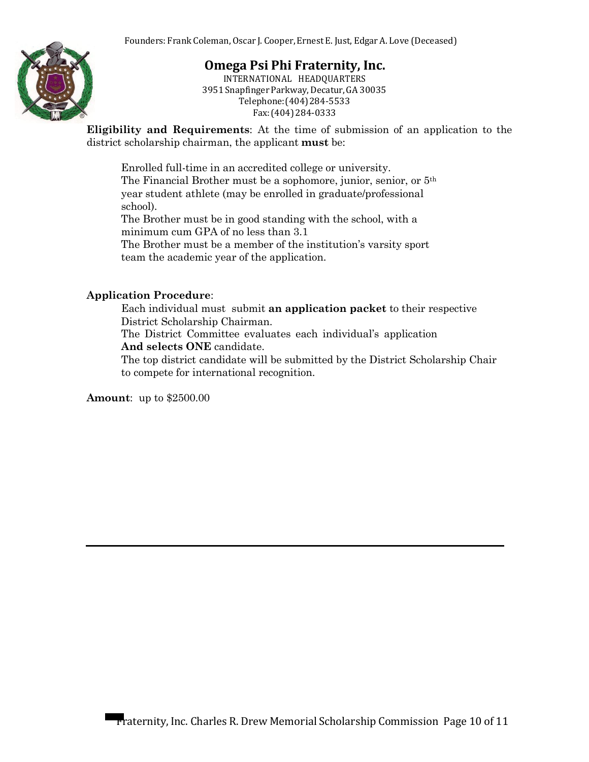Founders: Frank Coleman, Oscar J. Cooper, Ernest E. Just, Edgar A. Love (Deceased)

# Omega Psi Phi Fraternity, Inc.

INTERNATIONAL HEADQUARTERS
3951 Snapfinger Parkway, Decatur, GA 30035
Telephone: (404) 284-5533
Fax: (404) 284-0333

**Eligibility and Requirements**: At the time of submission of an application to the district scholarship chairman, the applicant **must** be:

Enrolled full-time in an accredited college or university.
The Financial Brother must be a sophomore, junior, senior, or 5th year student athlete (may be enrolled in graduate/professional school).
The Brother must be in good standing with the school, with a minimum cum GPA of no less than 3.1
The Brother must be a member of the institution's varsity sport team the academic year of the application.

**Application Procedure**:

Each individual must submit **an application packet** to their respective District Scholarship Chairman.
The District Committee evaluates each individual's application **And selects ONE** candidate.
The top district candidate will be submitted by the District Scholarship Chair to compete for international recognition.

**Amount**: up to $2500.00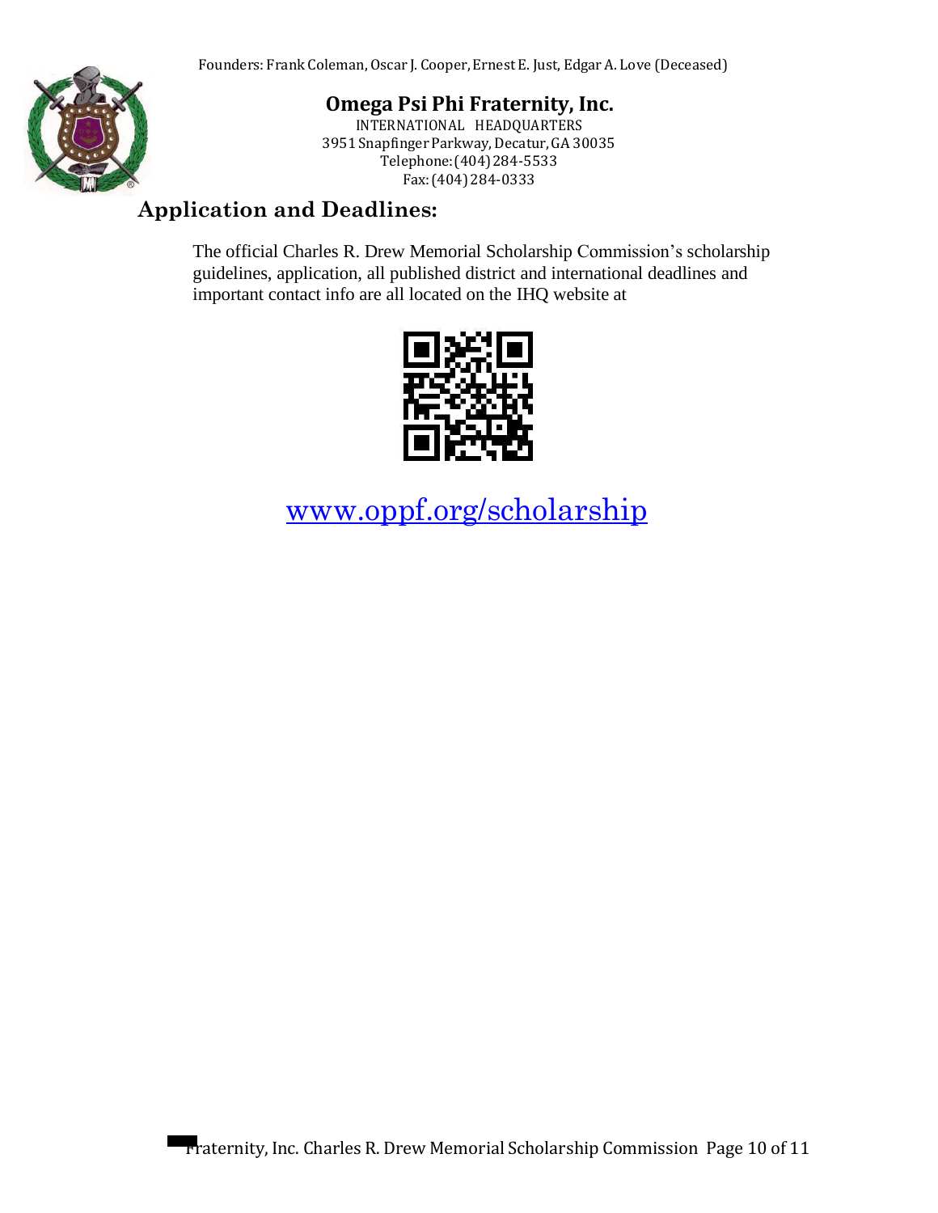Founders: Frank Coleman, Oscar J. Cooper, Ernest E. Just, Edgar A. Love (Deceased)

**Omega Psi Phi Fraternity, Inc.**
INTERNATIONAL HEADQUARTERS
3951 Snapfinger Parkway, Decatur, GA 30035
Telephone: (404) 284-5533
Fax: (404) 284-0333

## Application and Deadlines:

The official Charles R. Drew Memorial Scholarship Commission's scholarship guidelines, application, all published district and international deadlines and important contact info are all located on the IHQ website at

[www.oppf.org/scholarship](http://www.oppf.org/scholarship)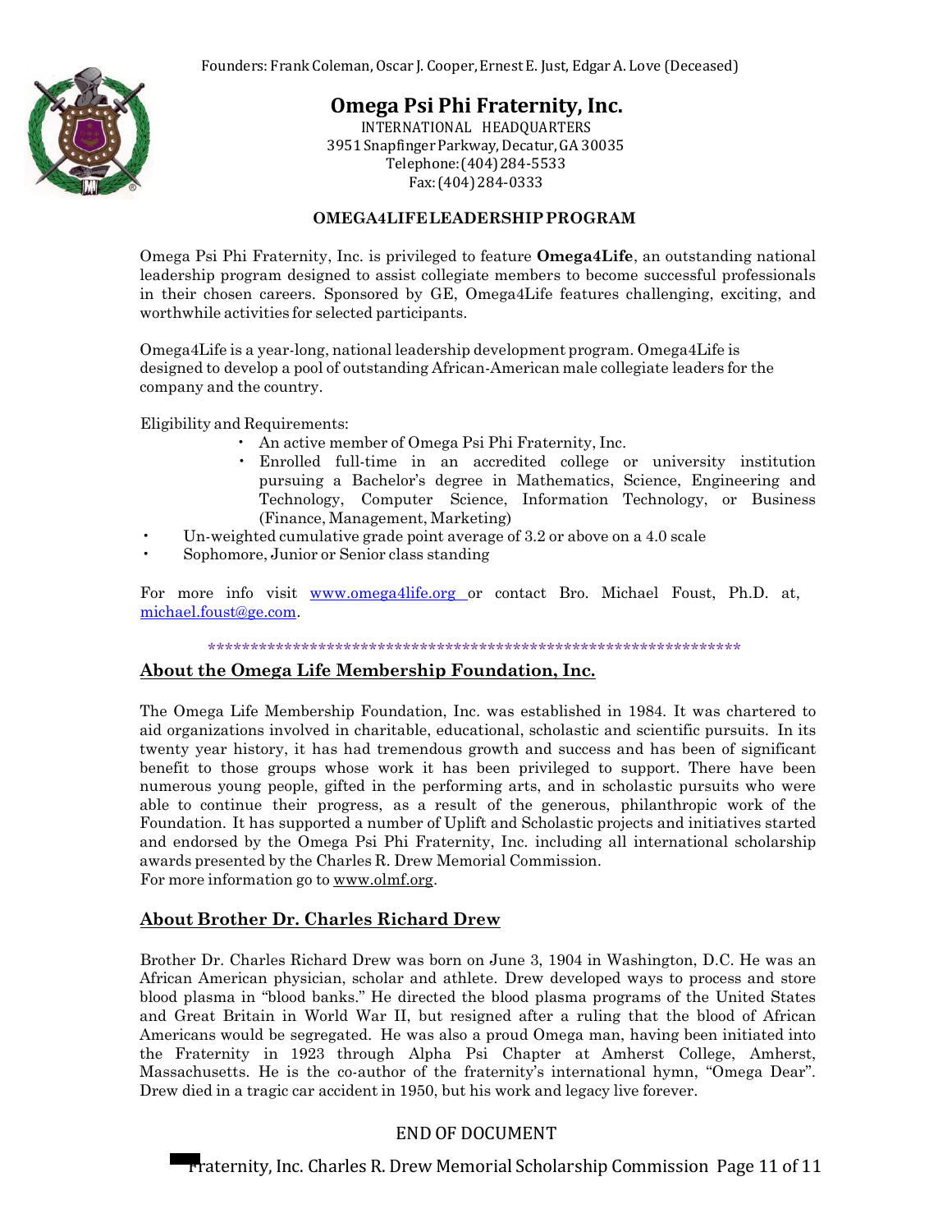Founders: Frank Coleman, Oscar J. Cooper, Ernest E. Just, Edgar A. Love (Deceased)

# Omega Psi Phi Fraternity, Inc.

INTERNATIONAL HEADQUARTERS
3951 Snapfinger Parkway, Decatur, GA 30035
Telephone: (404) 284-5533
Fax: (404) 284-0333

## OMEGA4LIFE LEADERSHIP PROGRAM

Omega Psi Phi Fraternity, Inc. is privileged to feature **Omega4Life**, an outstanding national leadership program designed to assist collegiate members to become successful professionals in their chosen careers. Sponsored by GE, Omega4Life features challenging, exciting, and worthwhile activities for selected participants.

Omega4Life is a year-long, national leadership development program. Omega4Life is designed to develop a pool of outstanding African-American male collegiate leaders for the company and the country.

Eligibility and Requirements:

- An active member of Omega Psi Phi Fraternity, Inc.
- Enrolled full-time in an accredited college or university institution pursuing a Bachelor's degree in Mathematics, Science, Engineering and Technology, Computer Science, Information Technology, or Business (Finance, Management, Marketing)
- Un-weighted cumulative grade point average of 3.2 or above on a 4.0 scale
- Sophomore, Junior or Senior class standing

For more info visit www.omega4life.org or contact Bro. Michael Foust, Ph.D. at, michael.foust@ge.com.

\*\*\*\*\*\*\*\*\*\*\*\*\*\*\*\*\*\*\*\*\*\*\*\*\*\*\*\*\*\*\*\*\*\*\*\*\*\*\*\*\*\*\*\*\*\*\*\*\*\*\*\*\*\*\*\*\*\*\*\*\*\*\*\*\*\*

## About the Omega Life Membership Foundation, Inc.

The Omega Life Membership Foundation, Inc. was established in 1984. It was chartered to aid organizations involved in charitable, educational, scholastic and scientific pursuits. In its twenty year history, it has had tremendous growth and success and has been of significant benefit to those groups whose work it has been privileged to support. There have been numerous young people, gifted in the performing arts, and in scholastic pursuits who were able to continue their progress, as a result of the generous, philanthropic work of the Foundation. It has supported a number of Uplift and Scholastic projects and initiatives started and endorsed by the Omega Psi Phi Fraternity, Inc. including all international scholarship awards presented by the Charles R. Drew Memorial Commission.
For more information go to www.olmf.org.

## About Brother Dr. Charles Richard Drew

Brother Dr. Charles Richard Drew was born on June 3, 1904 in Washington, D.C. He was an African American physician, scholar and athlete. Drew developed ways to process and store blood plasma in "blood banks." He directed the blood plasma programs of the United States and Great Britain in World War II, but resigned after a ruling that the blood of African Americans would be segregated. He was also a proud Omega man, having been initiated into the Fraternity in 1923 through Alpha Psi Chapter at Amherst College, Amherst, Massachusetts. He is the co-author of the fraternity's international hymn, "Omega Dear". Drew died in a tragic car accident in 1950, but his work and legacy live forever.

END OF DOCUMENT